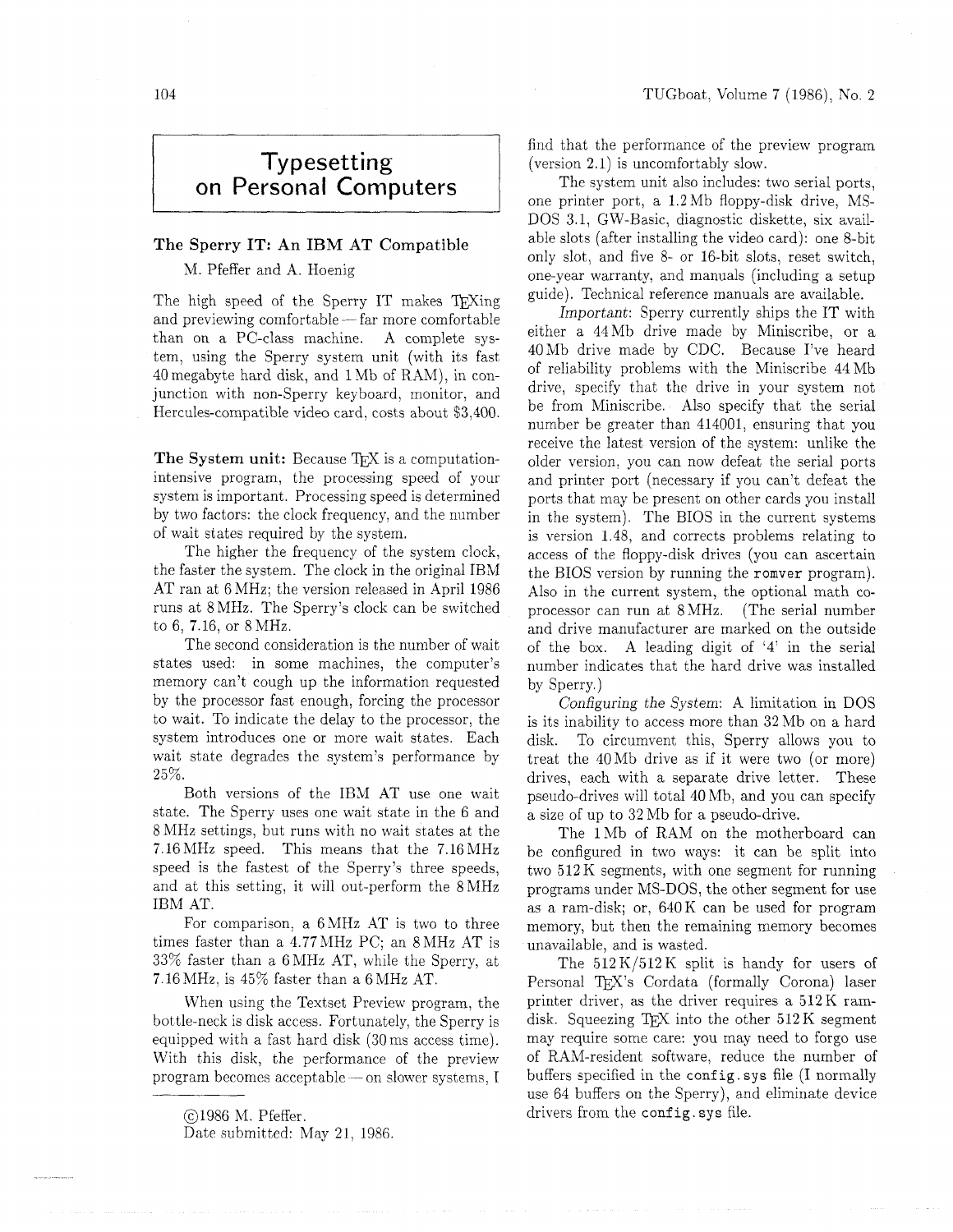# Typesetting on Personal Computers

## The Sperry IT: An IBM AT Compatible

M. Pfeffer and A. Hoenig

The high speed of the Sperry IT makes TeXing and previewing comfortable — far more comfortable than on a PC-class machine. A complete system, using the Sperry system unit (with its fast 40 megabyte hard disk, and 1 Mb of RAM), in conjunction with non-Sperry keyboard, monitor, and Hercules-compatible video card, costs about $3,400.

**The System unit:** Because TeX is a computation-intensive program, the processing speed of your system is important. Processing speed is determined by two factors: the clock frequency, and the number of wait states required by the system.

The higher the frequency of the system clock, the faster the system. The clock in the original IBM AT ran at 6 MHz; the version released in April 1986 runs at 8 MHz. The Sperry's clock can be switched to 6, 7.16, or 8 MHz.

The second consideration is the number of wait states used: in some machines, the computer's memory can't cough up the information requested by the processor fast enough, forcing the processor to wait. To indicate the delay to the processor, the system introduces one or more wait states. Each wait state degrades the system's performance by 25%.

Both versions of the IBM AT use one wait state. The Sperry uses one wait state in the 6 and 8 MHz settings, but runs with no wait states at the 7.16 MHz speed. This means that the 7.16 MHz speed is the fastest of the Sperry's three speeds, and at this setting, it will out-perform the 8 MHz IBM AT.

For comparison, a 6 MHz AT is two to three times faster than a 4.77 MHz PC; an 8 MHz AT is 33% faster than a 6 MHz AT, while the Sperry, at 7.16 MHz, is 45% faster than a 6 MHz AT.

When using the Textset Preview program, the bottle-neck is disk access. Fortunately, the Sperry is equipped with a fast hard disk (30 ms access time). With this disk, the performance of the preview program becomes acceptable — on slower systems, I find that the performance of the preview program (version 2.1) is uncomfortably slow.

The system unit also includes: two serial ports, one printer port, a 1.2 Mb floppy-disk drive, MS-DOS 3.1, GW-Basic, diagnostic diskette, six available slots (after installing the video card): one 8-bit only slot, and five 8- or 16-bit slots, reset switch, one-year warranty, and manuals (including a setup guide). Technical reference manuals are available.

*Important*: Sperry currently ships the IT with either a 44 Mb drive made by Miniscribe, or a 40 Mb drive made by CDC. Because I've heard of reliability problems with the Miniscribe 44 Mb drive, specify that the drive in your system not be from Miniscribe. Also specify that the serial number be greater than 414001, ensuring that you receive the latest version of the system: unlike the older version, you can now defeat the serial ports and printer port (necessary if you can't defeat the ports that may be present on other cards you install in the system). The BIOS in the current systems is version 1.48, and corrects problems relating to access of the floppy-disk drives (you can ascertain the BIOS version by running the `romver` program). Also in the current system, the optional math co-processor can run at 8 MHz. (The serial number and drive manufacturer are marked on the outside of the box. A leading digit of '4' in the serial number indicates that the hard drive was installed by Sperry.)

*Configuring the System*: A limitation in DOS is its inability to access more than 32 Mb on a hard disk. To circumvent this, Sperry allows you to treat the 40 Mb drive as if it were two (or more) drives, each with a separate drive letter. These pseudo-drives will total 40 Mb, and you can specify a size of up to 32 Mb for a pseudo-drive.

The 1 Mb of RAM on the motherboard can be configured in two ways: it can be split into two 512 K segments, with one segment for running programs under MS-DOS, the other segment for use as a ram-disk; or, 640 K can be used for program memory, but then the remaining memory becomes unavailable, and is wasted.

The 512 K/512 K split is handy for users of Personal TeX's Cordata (formally Corona) laser printer driver, as the driver requires a 512 K ram-disk. Squeezing TeX into the other 512 K segment may require some care: you may need to forgo use of RAM-resident software, reduce the number of buffers specified in the `config.sys` file (I normally use 64 buffers on the Sperry), and eliminate device drivers from the `config.sys` file.

---

©1986 M. Pfeffer.
Date submitted: May 21, 1986.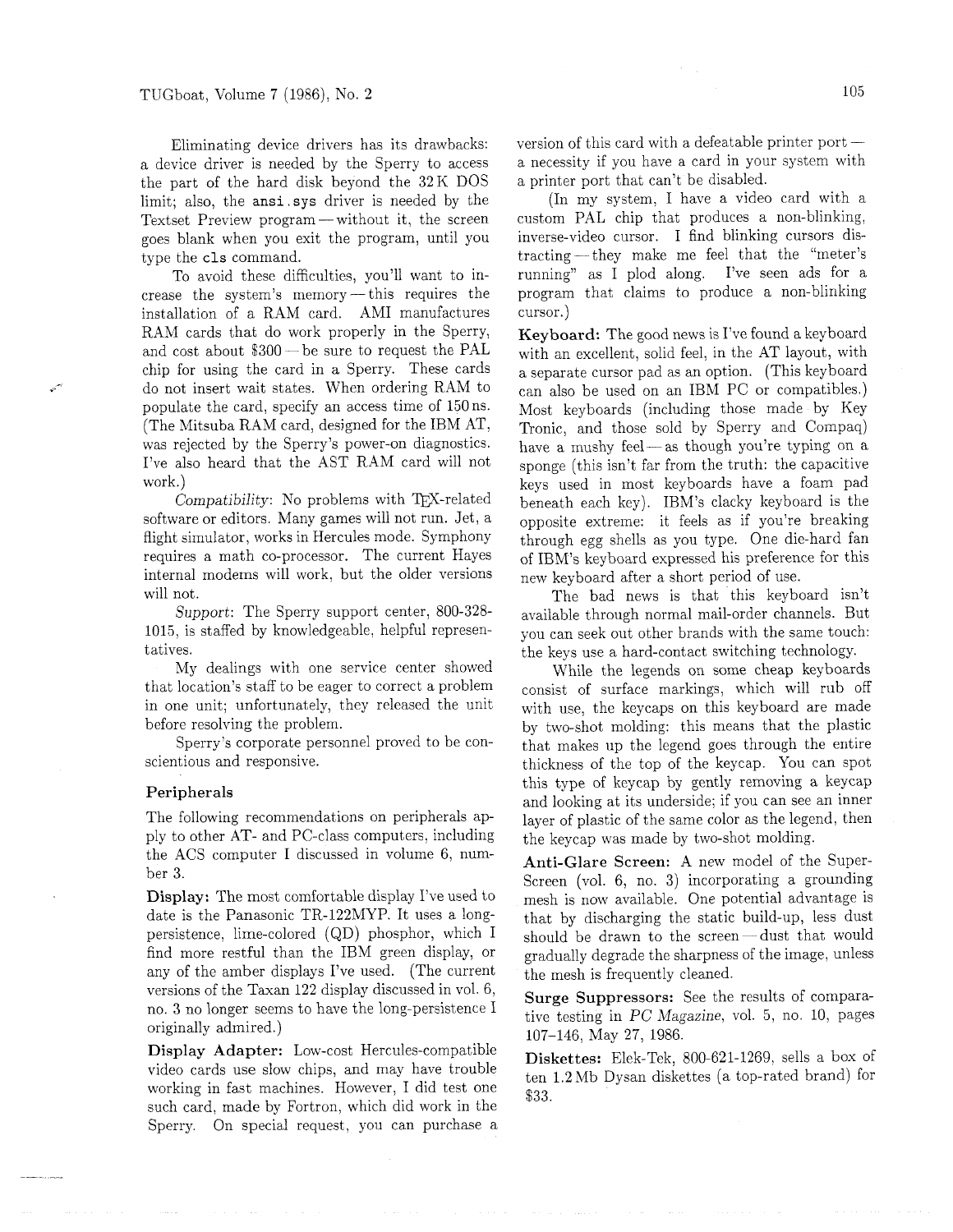Eliminating device drivers has its drawbacks: a device driver is needed by the Sperry to access the part of the hard disk beyond the 32 K DOS limit; also, the `ansi.sys` driver is needed by the Textset Preview program — without it, the screen goes blank when you exit the program, until you type the `cls` command.

To avoid these difficulties, you'll want to increase the system's memory — this requires the installation of a RAM card. AMI manufactures RAM cards that do work properly in the Sperry, and cost about $300 — be sure to request the PAL chip for using the card in a Sperry. These cards do not insert wait states. When ordering RAM to populate the card, specify an access time of 150 ns. (The Mitsuba RAM card, designed for the IBM AT, was rejected by the Sperry's power-on diagnostics. I've also heard that the AST RAM card will not work.)

*Compatibility*: No problems with TeX-related software or editors. Many games will not run. Jet, a flight simulator, works in Hercules mode. Symphony requires a math co-processor. The current Hayes internal modems will work, but the older versions will not.

*Support*: The Sperry support center, 800-328-1015, is staffed by knowledgeable, helpful representatives.

My dealings with one service center showed that location's staff to be eager to correct a problem in one unit; unfortunately, they released the unit before resolving the problem.

Sperry's corporate personnel proved to be conscientious and responsive.

### Peripherals

The following recommendations on peripherals apply to other AT- and PC-class computers, including the ACS computer I discussed in volume 6, number 3.

**Display:** The most comfortable display I've used to date is the Panasonic TR-122MYP. It uses a long-persistence, lime-colored (QD) phosphor, which I find more restful than the IBM green display, or any of the amber displays I've used. (The current versions of the Taxan 122 display discussed in vol. 6, no. 3 no longer seems to have the long-persistence I originally admired.)

**Display Adapter:** Low-cost Hercules-compatible video cards use slow chips, and may have trouble working in fast machines. However, I did test one such card, made by Fortron, which did work in the Sperry. On special request, you can purchase a version of this card with a defeatable printer port — a necessity if you have a card in your system with a printer port that can't be disabled.

(In my system, I have a video card with a custom PAL chip that produces a non-blinking, inverse-video cursor. I find blinking cursors distracting — they make me feel that the "meter's running" as I plod along. I've seen ads for a program that claims to produce a non-blinking cursor.)

**Keyboard:** The good news is I've found a keyboard with an excellent, solid feel, in the AT layout, with a separate cursor pad as an option. (This keyboard can also be used on an IBM PC or compatibles.) Most keyboards (including those made by Key Tronic, and those sold by Sperry and Compaq) have a mushy feel — as though you're typing on a sponge (this isn't far from the truth: the capacitive keys used in most keyboards have a foam pad beneath each key). IBM's clacky keyboard is the opposite extreme: it feels as if you're breaking through egg shells as you type. One die-hard fan of IBM's keyboard expressed his preference for this new keyboard after a short period of use.

The bad news is that this keyboard isn't available through normal mail-order channels. But you can seek out other brands with the same touch: the keys use a hard-contact switching technology.

While the legends on some cheap keyboards consist of surface markings, which will rub off with use, the keycaps on this keyboard are made by two-shot molding: this means that the plastic that makes up the legend goes through the entire thickness of the top of the keycap. You can spot this type of keycap by gently removing a keycap and looking at its underside; if you can see an inner layer of plastic of the same color as the legend, then the keycap was made by two-shot molding.

**Anti-Glare Screen:** A new model of the Super-Screen (vol. 6, no. 3) incorporating a grounding mesh is now available. One potential advantage is that by discharging the static build-up, less dust should be drawn to the screen — dust that would gradually degrade the sharpness of the image, unless the mesh is frequently cleaned.

**Surge Suppressors:** See the results of comparative testing in *PC Magazine*, vol. 5, no. 10, pages 107–146, May 27, 1986.

**Diskettes:** Elek-Tek, 800-621-1269, sells a box of ten 1.2 Mb Dysan diskettes (a top-rated brand) for $33.